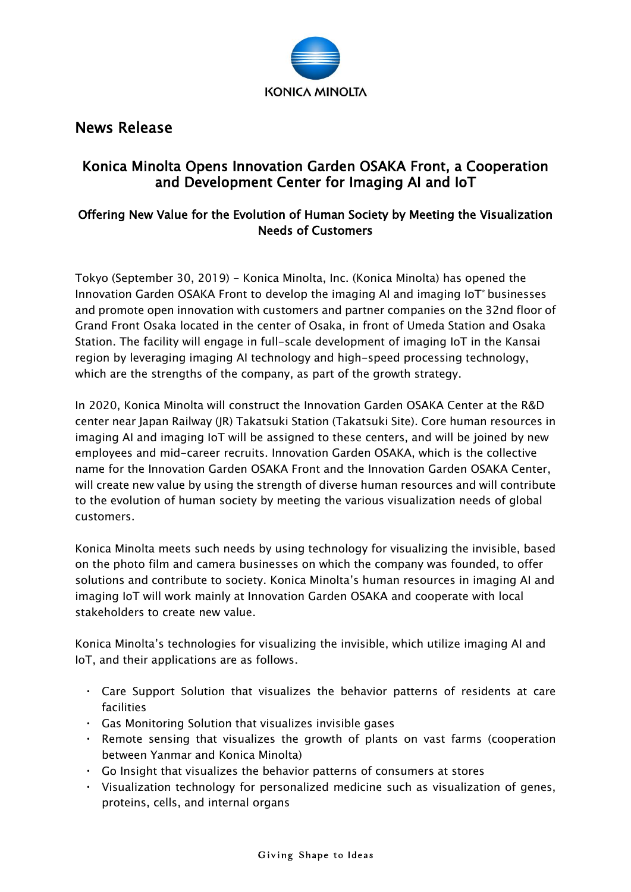KONICA MINOLTA

# News Release

## Konica Minolta Opens Innovation Garden OSAKA Front, a Cooperation and Development Center for Imaging AI and IoT

### Offering New Value for the Evolution of Human Society by Meeting the Visualization Needs of Customers

Tokyo (September 30, 2019) - Konica Minolta, Inc. (Konica Minolta) has opened the Innovation Garden OSAKA Front to develop the imaging AI and imaging IoT* businesses and promote open innovation with customers and partner companies on the 32nd floor of Grand Front Osaka located in the center of Osaka, in front of Umeda Station and Osaka Station. The facility will engage in full-scale development of imaging IoT in the Kansai region by leveraging imaging AI technology and high-speed processing technology, which are the strengths of the company, as part of the growth strategy.

In 2020, Konica Minolta will construct the Innovation Garden OSAKA Center at the R&D center near Japan Railway (JR) Takatsuki Station (Takatsuki Site). Core human resources in imaging AI and imaging IoT will be assigned to these centers, and will be joined by new employees and mid-career recruits. Innovation Garden OSAKA, which is the collective name for the Innovation Garden OSAKA Front and the Innovation Garden OSAKA Center, will create new value by using the strength of diverse human resources and will contribute to the evolution of human society by meeting the various visualization needs of global customers.

Konica Minolta meets such needs by using technology for visualizing the invisible, based on the photo film and camera businesses on which the company was founded, to offer solutions and contribute to society. Konica Minolta's human resources in imaging AI and imaging IoT will work mainly at Innovation Garden OSAKA and cooperate with local stakeholders to create new value.

Konica Minolta's technologies for visualizing the invisible, which utilize imaging AI and IoT, and their applications are as follows.

- Care Support Solution that visualizes the behavior patterns of residents at care facilities
- Gas Monitoring Solution that visualizes invisible gases
- Remote sensing that visualizes the growth of plants on vast farms (cooperation between Yanmar and Konica Minolta)
- Go Insight that visualizes the behavior patterns of consumers at stores
- Visualization technology for personalized medicine such as visualization of genes, proteins, cells, and internal organs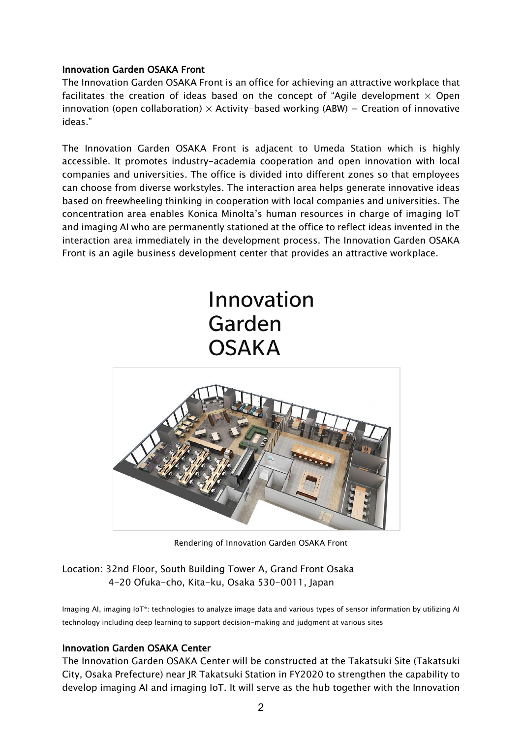### Innovation Garden OSAKA Front

The Innovation Garden OSAKA Front is an office for achieving an attractive workplace that facilitates the creation of ideas based on the concept of "Agile development × Open innovation (open collaboration) × Activity-based working (ABW) = Creation of innovative ideas."

The Innovation Garden OSAKA Front is adjacent to Umeda Station which is highly accessible. It promotes industry-academia cooperation and open innovation with local companies and universities. The office is divided into different zones so that employees can choose from diverse workstyles. The interaction area helps generate innovative ideas based on freewheeling thinking in cooperation with local companies and universities. The concentration area enables Konica Minolta's human resources in charge of imaging IoT and imaging AI who are permanently stationed at the office to reflect ideas invented in the interaction area immediately in the development process. The Innovation Garden OSAKA Front is an agile business development center that provides an attractive workplace.

Innovation Garden OSAKA

Rendering of Innovation Garden OSAKA Front

Location: 32nd Floor, South Building Tower A, Grand Front Osaka
4-20 Ofuka-cho, Kita-ku, Osaka 530-0011, Japan

Imaging AI, imaging IoT*: technologies to analyze image data and various types of sensor information by utilizing AI technology including deep learning to support decision-making and judgment at various sites

### Innovation Garden OSAKA Center

The Innovation Garden OSAKA Center will be constructed at the Takatsuki Site (Takatsuki City, Osaka Prefecture) near JR Takatsuki Station in FY2020 to strengthen the capability to develop imaging AI and imaging IoT. It will serve as the hub together with the Innovation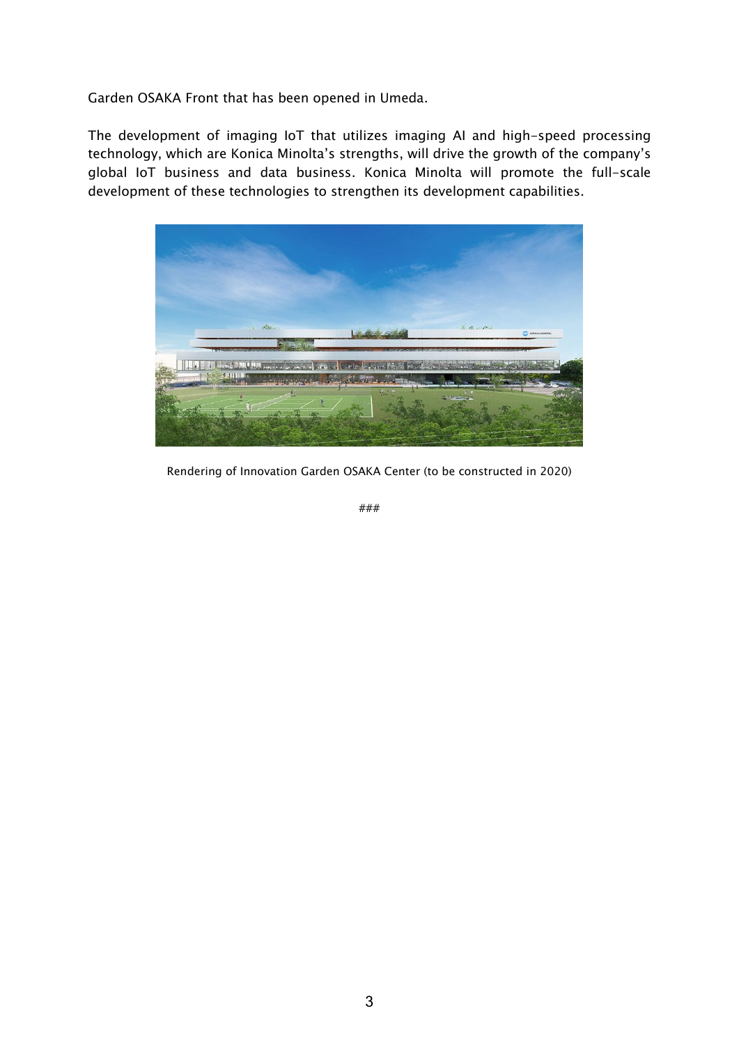Garden OSAKA Front that has been opened in Umeda.

The development of imaging IoT that utilizes imaging AI and high-speed processing technology, which are Konica Minolta's strengths, will drive the growth of the company's global IoT business and data business. Konica Minolta will promote the full-scale development of these technologies to strengthen its development capabilities.

Rendering of Innovation Garden OSAKA Center (to be constructed in 2020)

###